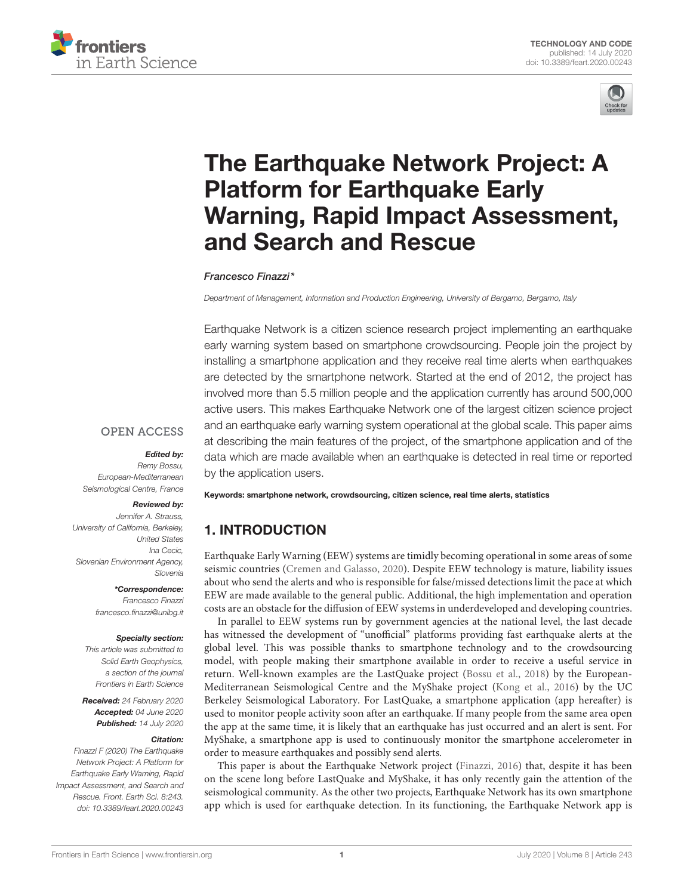TECHNOLOGY AND CODE
published: 14 July 2020
doi: 10.3389/feart.2020.00243

# The Earthquake Network Project: A Platform for Earthquake Early Warning, Rapid Impact Assessment, and Search and Rescue

*Francesco Finazzi\**

*Department of Management, Information and Production Engineering, University of Bergamo, Bergamo, Italy*

Earthquake Network is a citizen science research project implementing an earthquake early warning system based on smartphone crowdsourcing. People join the project by installing a smartphone application and they receive real time alerts when earthquakes are detected by the smartphone network. Started at the end of 2012, the project has involved more than 5.5 million people and the application currently has around 500,000 active users. This makes Earthquake Network one of the largest citizen science project and an earthquake early warning system operational at the global scale. This paper aims at describing the main features of the project, of the smartphone application and of the data which are made available when an earthquake is detected in real time or reported by the application users.

**Keywords: smartphone network, crowdsourcing, citizen science, real time alerts, statistics**

OPEN ACCESS

***Edited by:***
*Remy Bossu,*
*European-Mediterranean Seismological Centre, France*

***Reviewed by:***
*Jennifer A. Strauss,*
*University of California, Berkeley, United States*
*Ina Cecic,*
*Slovenian Environment Agency, Slovenia*

***\*Correspondence:***
*Francesco Finazzi*
*francesco.finazzi@unibg.it*

***Specialty section:***
*This article was submitted to Solid Earth Geophysics, a section of the journal Frontiers in Earth Science*

***Received:*** *24 February 2020*
***Accepted:*** *04 June 2020*
***Published:*** *14 July 2020*

***Citation:***
*Finazzi F (2020) The Earthquake Network Project: A Platform for Earthquake Early Warning, Rapid Impact Assessment, and Search and Rescue. Front. Earth Sci. 8:243. doi: 10.3389/feart.2020.00243*

## 1. INTRODUCTION

Earthquake Early Warning (EEW) systems are timidly becoming operational in some areas of some seismic countries (Cremen and Galasso, 2020). Despite EEW technology is mature, liability issues about who send the alerts and who is responsible for false/missed detections limit the pace at which EEW are made available to the general public. Additional, the high implementation and operation costs are an obstacle for the diffusion of EEW systems in underdeveloped and developing countries.

In parallel to EEW systems run by government agencies at the national level, the last decade has witnessed the development of "unofficial" platforms providing fast earthquake alerts at the global level. This was possible thanks to smartphone technology and to the crowdsourcing model, with people making their smartphone available in order to receive a useful service in return. Well-known examples are the LastQuake project (Bossu et al., 2018) by the European-Mediterranean Seismological Centre and the MyShake project (Kong et al., 2016) by the UC Berkeley Seismological Laboratory. For LastQuake, a smartphone application (app hereafter) is used to monitor people activity soon after an earthquake. If many people from the same area open the app at the same time, it is likely that an earthquake has just occurred and an alert is sent. For MyShake, a smartphone app is used to continuously monitor the smartphone accelerometer in order to measure earthquakes and possibly send alerts.

This paper is about the Earthquake Network project (Finazzi, 2016) that, despite it has been on the scene long before LastQuake and MyShake, it has only recently gain the attention of the seismological community. As the other two projects, Earthquake Network has its own smartphone app which is used for earthquake detection. In its functioning, the Earthquake Network app is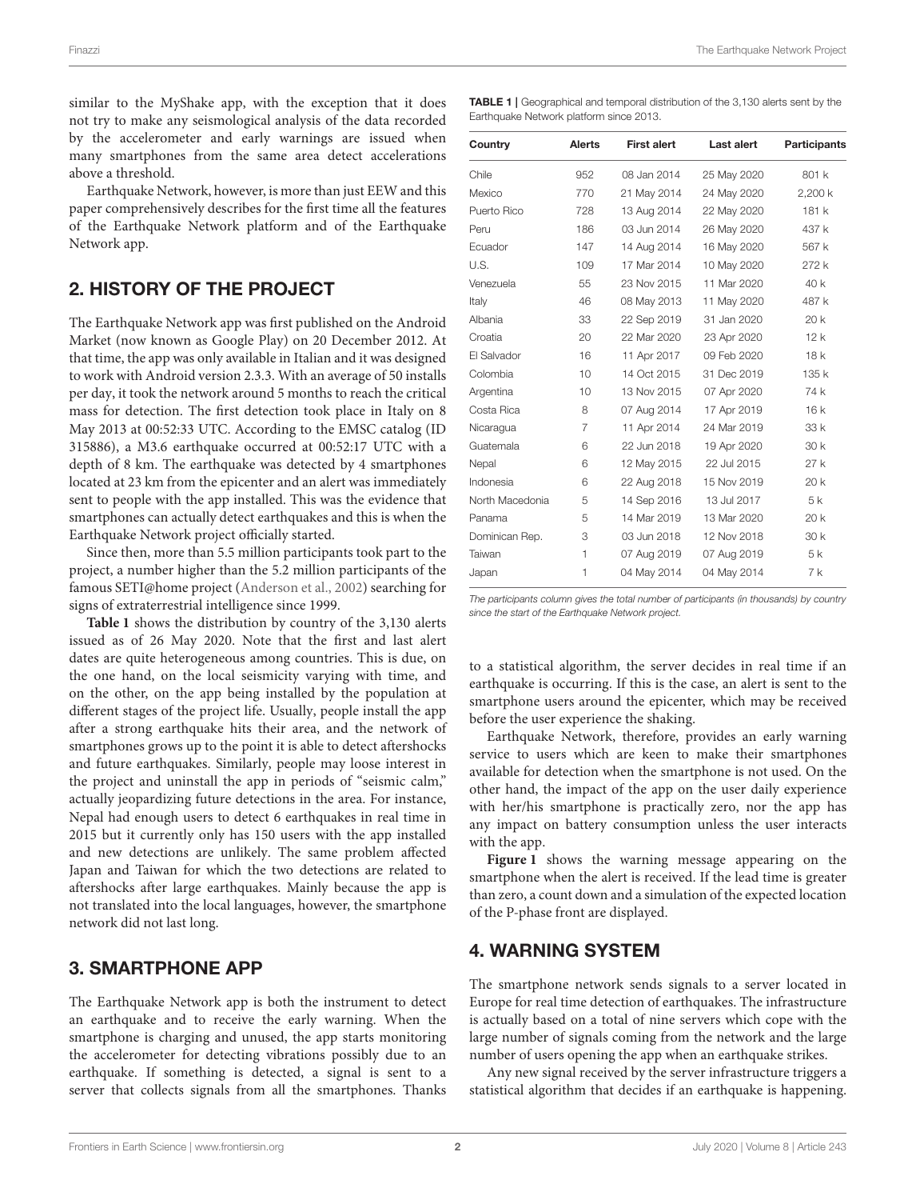similar to the MyShake app, with the exception that it does not try to make any seismological analysis of the data recorded by the accelerometer and early warnings are issued when many smartphones from the same area detect accelerations above a threshold.

Earthquake Network, however, is more than just EEW and this paper comprehensively describes for the first time all the features of the Earthquake Network platform and of the Earthquake Network app.

## 2. HISTORY OF THE PROJECT

The Earthquake Network app was first published on the Android Market (now known as Google Play) on 20 December 2012. At that time, the app was only available in Italian and it was designed to work with Android version 2.3.3. With an average of 50 installs per day, it took the network around 5 months to reach the critical mass for detection. The first detection took place in Italy on 8 May 2013 at 00:52:33 UTC. According to the EMSC catalog (ID 315886), a M3.6 earthquake occurred at 00:52:17 UTC with a depth of 8 km. The earthquake was detected by 4 smartphones located at 23 km from the epicenter and an alert was immediately sent to people with the app installed. This was the evidence that smartphones can actually detect earthquakes and this is when the Earthquake Network project officially started.

Since then, more than 5.5 million participants took part to the project, a number higher than the 5.2 million participants of the famous SETI@home project (Anderson et al., 2002) searching for signs of extraterrestrial intelligence since 1999.

**Table 1** shows the distribution by country of the 3,130 alerts issued as of 26 May 2020. Note that the first and last alert dates are quite heterogeneous among countries. This is due, on the one hand, on the local seismicity varying with time, and on the other, on the app being installed by the population at different stages of the project life. Usually, people install the app after a strong earthquake hits their area, and the network of smartphones grows up to the point it is able to detect aftershocks and future earthquakes. Similarly, people may loose interest in the project and uninstall the app in periods of "seismic calm," actually jeopardizing future detections in the area. For instance, Nepal had enough users to detect 6 earthquakes in real time in 2015 but it currently only has 150 users with the app installed and new detections are unlikely. The same problem affected Japan and Taiwan for which the two detections are related to aftershocks after large earthquakes. Mainly because the app is not translated into the local languages, however, the smartphone network did not last long.

**TABLE 1** | Geographical and temporal distribution of the 3,130 alerts sent by the Earthquake Network platform since 2013.

| Country | Alerts | First alert | Last alert | Participants |
|---|---|---|---|---|
| Chile | 952 | 08 Jan 2014 | 25 May 2020 | 801 k |
| Mexico | 770 | 21 May 2014 | 24 May 2020 | 2,200 k |
| Puerto Rico | 728 | 13 Aug 2014 | 22 May 2020 | 181 k |
| Peru | 186 | 03 Jun 2014 | 26 May 2020 | 437 k |
| Ecuador | 147 | 14 Aug 2014 | 16 May 2020 | 567 k |
| U.S. | 109 | 17 Mar 2014 | 10 May 2020 | 272 k |
| Venezuela | 55 | 23 Nov 2015 | 11 Mar 2020 | 40 k |
| Italy | 46 | 08 May 2013 | 11 May 2020 | 487 k |
| Albania | 33 | 22 Sep 2019 | 31 Jan 2020 | 20 k |
| Croatia | 20 | 22 Mar 2020 | 23 Apr 2020 | 12 k |
| El Salvador | 16 | 11 Apr 2017 | 09 Feb 2020 | 18 k |
| Colombia | 10 | 14 Oct 2015 | 31 Dec 2019 | 135 k |
| Argentina | 10 | 13 Nov 2015 | 07 Apr 2020 | 74 k |
| Costa Rica | 8 | 07 Aug 2014 | 17 Apr 2019 | 16 k |
| Nicaragua | 7 | 11 Apr 2014 | 24 Mar 2019 | 33 k |
| Guatemala | 6 | 22 Jun 2018 | 19 Apr 2020 | 30 k |
| Nepal | 6 | 12 May 2015 | 22 Jul 2015 | 27 k |
| Indonesia | 6 | 22 Aug 2018 | 15 Nov 2019 | 20 k |
| North Macedonia | 5 | 14 Sep 2016 | 13 Jul 2017 | 5 k |
| Panama | 5 | 14 Mar 2019 | 13 Mar 2020 | 20 k |
| Dominican Rep. | 3 | 03 Jun 2018 | 12 Nov 2018 | 30 k |
| Taiwan | 1 | 07 Aug 2019 | 07 Aug 2019 | 5 k |
| Japan | 1 | 04 May 2014 | 04 May 2014 | 7 k |

*The participants column gives the total number of participants (in thousands) by country since the start of the Earthquake Network project.*

## 3. SMARTPHONE APP

The Earthquake Network app is both the instrument to detect an earthquake and to receive the early warning. When the smartphone is charging and unused, the app starts monitoring the accelerometer for detecting vibrations possibly due to an earthquake. If something is detected, a signal is sent to a server that collects signals from all the smartphones. Thanks to a statistical algorithm, the server decides in real time if an earthquake is occurring. If this is the case, an alert is sent to the smartphone users around the epicenter, which may be received before the user experience the shaking.

Earthquake Network, therefore, provides an early warning service to users which are keen to make their smartphones available for detection when the smartphone is not used. On the other hand, the impact of the app on the user daily experience with her/his smartphone is practically zero, nor the app has any impact on battery consumption unless the user interacts with the app.

**Figure 1** shows the warning message appearing on the smartphone when the alert is received. If the lead time is greater than zero, a count down and a simulation of the expected location of the P-phase front are displayed.

## 4. WARNING SYSTEM

The smartphone network sends signals to a server located in Europe for real time detection of earthquakes. The infrastructure is actually based on a total of nine servers which cope with the large number of signals coming from the network and the large number of users opening the app when an earthquake strikes.

Any new signal received by the server infrastructure triggers a statistical algorithm that decides if an earthquake is happening.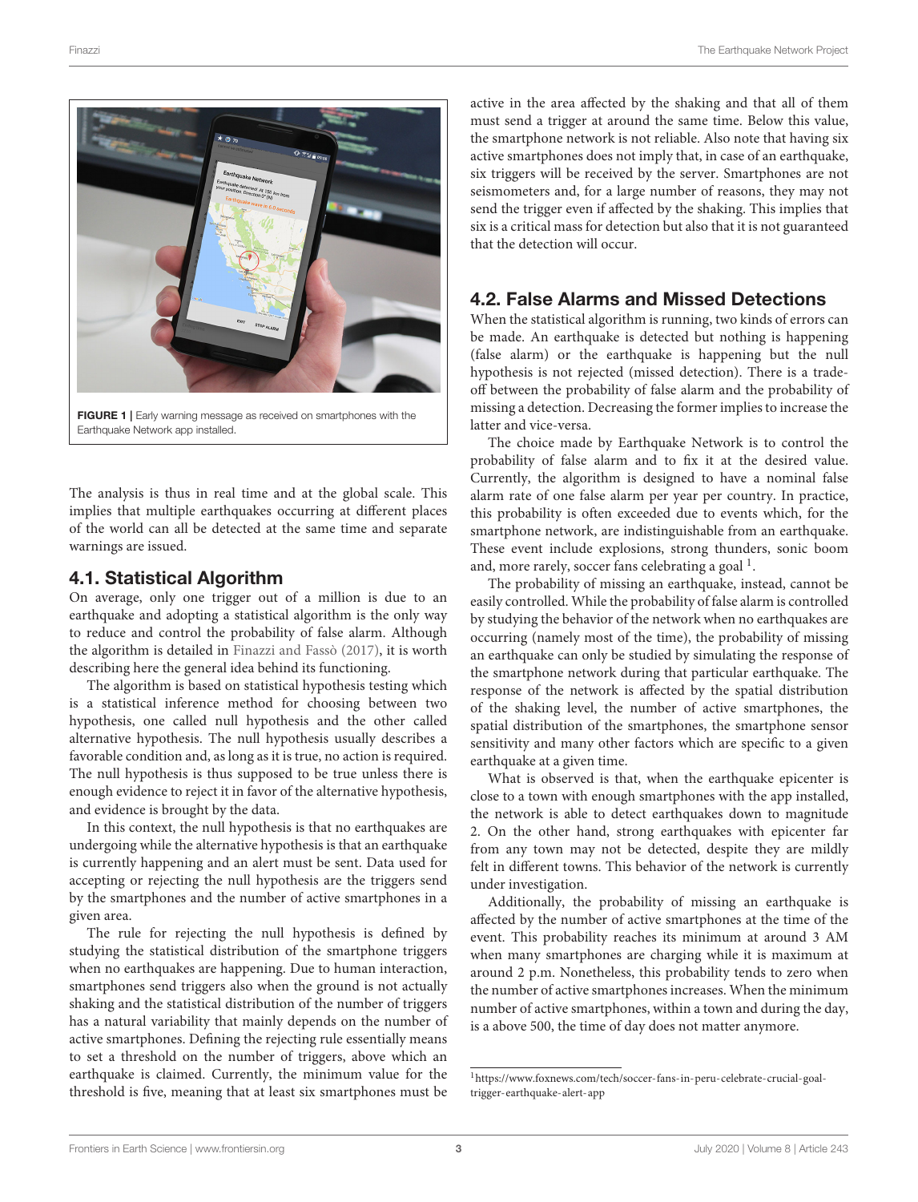FIGURE 1 | Early warning message as received on smartphones with the Earthquake Network app installed.

The analysis is thus in real time and at the global scale. This implies that multiple earthquakes occurring at different places of the world can all be detected at the same time and separate warnings are issued.

## 4.1. Statistical Algorithm

On average, only one trigger out of a million is due to an earthquake and adopting a statistical algorithm is the only way to reduce and control the probability of false alarm. Although the algorithm is detailed in Finazzi and Fassò (2017), it is worth describing here the general idea behind its functioning.

The algorithm is based on statistical hypothesis testing which is a statistical inference method for choosing between two hypothesis, one called null hypothesis and the other called alternative hypothesis. The null hypothesis usually describes a favorable condition and, as long as it is true, no action is required. The null hypothesis is thus supposed to be true unless there is enough evidence to reject it in favor of the alternative hypothesis, and evidence is brought by the data.

In this context, the null hypothesis is that no earthquakes are undergoing while the alternative hypothesis is that an earthquake is currently happening and an alert must be sent. Data used for accepting or rejecting the null hypothesis are the triggers send by the smartphones and the number of active smartphones in a given area.

The rule for rejecting the null hypothesis is defined by studying the statistical distribution of the smartphone triggers when no earthquakes are happening. Due to human interaction, smartphones send triggers also when the ground is not actually shaking and the statistical distribution of the number of triggers has a natural variability that mainly depends on the number of active smartphones. Defining the rejecting rule essentially means to set a threshold on the number of triggers, above which an earthquake is claimed. Currently, the minimum value for the threshold is five, meaning that at least six smartphones must be active in the area affected by the shaking and that all of them must send a trigger at around the same time. Below this value, the smartphone network is not reliable. Also note that having six active smartphones does not imply that, in case of an earthquake, six triggers will be received by the server. Smartphones are not seismometers and, for a large number of reasons, they may not send the trigger even if affected by the shaking. This implies that six is a critical mass for detection but also that it is not guaranteed that the detection will occur.

## 4.2. False Alarms and Missed Detections

When the statistical algorithm is running, two kinds of errors can be made. An earthquake is detected but nothing is happening (false alarm) or the earthquake is happening but the null hypothesis is not rejected (missed detection). There is a trade-off between the probability of false alarm and the probability of missing a detection. Decreasing the former implies to increase the latter and vice-versa.

The choice made by Earthquake Network is to control the probability of false alarm and to fix it at the desired value. Currently, the algorithm is designed to have a nominal false alarm rate of one false alarm per year per country. In practice, this probability is often exceeded due to events which, for the smartphone network, are indistinguishable from an earthquake. These event include explosions, strong thunders, sonic boom and, more rarely, soccer fans celebrating a goal [1].

The probability of missing an earthquake, instead, cannot be easily controlled. While the probability of false alarm is controlled by studying the behavior of the network when no earthquakes are occurring (namely most of the time), the probability of missing an earthquake can only be studied by simulating the response of the smartphone network during that particular earthquake. The response of the network is affected by the spatial distribution of the shaking level, the number of active smartphones, the spatial distribution of the smartphones, the smartphone sensor sensitivity and many other factors which are specific to a given earthquake at a given time.

What is observed is that, when the earthquake epicenter is close to a town with enough smartphones with the app installed, the network is able to detect earthquakes down to magnitude 2. On the other hand, strong earthquakes with epicenter far from any town may not be detected, despite they are mildly felt in different towns. This behavior of the network is currently under investigation.

Additionally, the probability of missing an earthquake is affected by the number of active smartphones at the time of the event. This probability reaches its minimum at around 3 AM when many smartphones are charging while it is maximum at around 2 p.m. Nonetheless, this probability tends to zero when the number of active smartphones increases. When the minimum number of active smartphones, within a town and during the day, is a above 500, the time of day does not matter anymore.

[1] https://www.foxnews.com/tech/soccer-fans-in-peru-celebrate-crucial-goal-trigger-earthquake-alert-app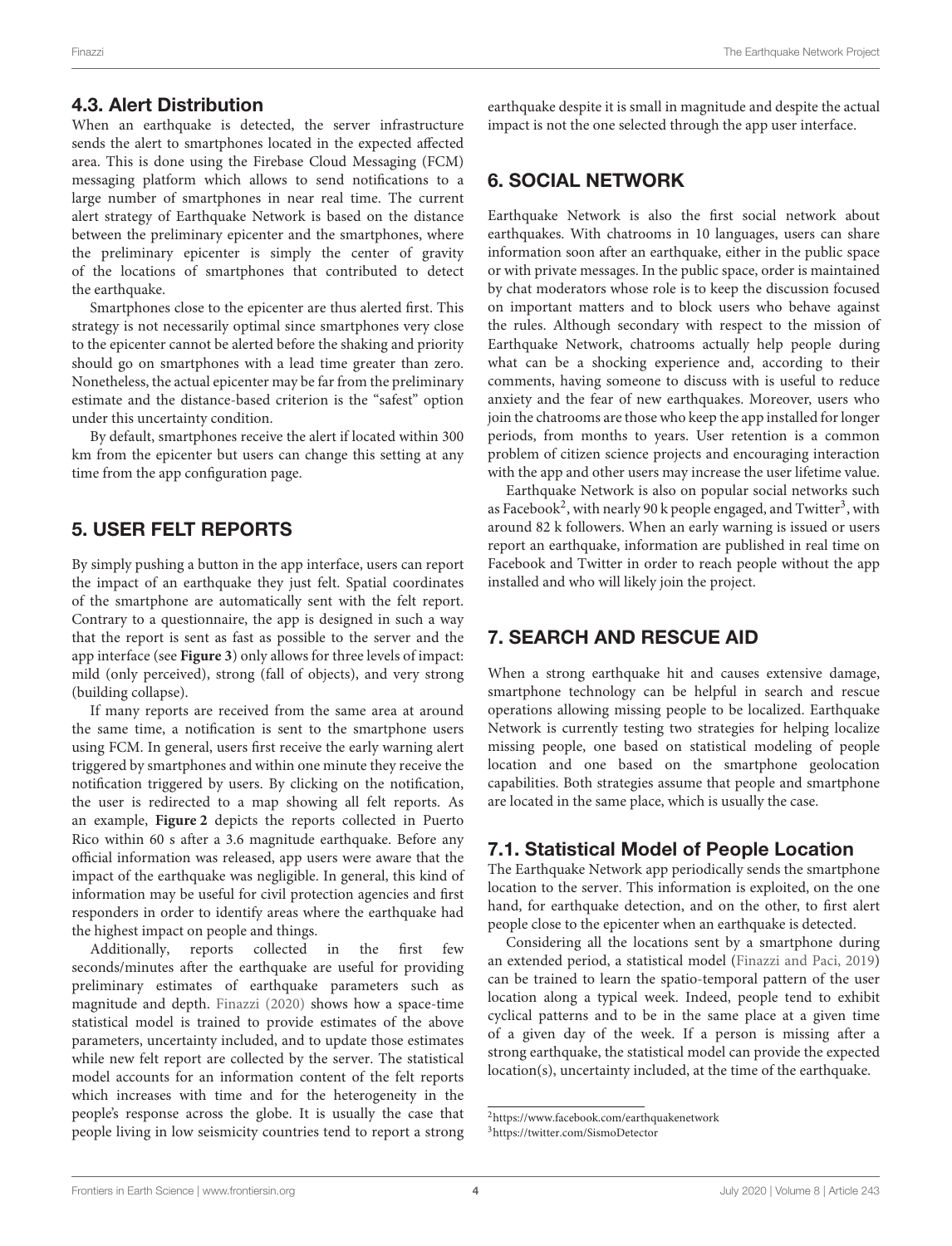## 4.3. Alert Distribution

When an earthquake is detected, the server infrastructure sends the alert to smartphones located in the expected affected area. This is done using the Firebase Cloud Messaging (FCM) messaging platform which allows to send notifications to a large number of smartphones in near real time. The current alert strategy of Earthquake Network is based on the distance between the preliminary epicenter and the smartphones, where the preliminary epicenter is simply the center of gravity of the locations of smartphones that contributed to detect the earthquake.

Smartphones close to the epicenter are thus alerted first. This strategy is not necessarily optimal since smartphones very close to the epicenter cannot be alerted before the shaking and priority should go on smartphones with a lead time greater than zero. Nonetheless, the actual epicenter may be far from the preliminary estimate and the distance-based criterion is the "safest" option under this uncertainty condition.

By default, smartphones receive the alert if located within 300 km from the epicenter but users can change this setting at any time from the app configuration page.

# 5. USER FELT REPORTS

By simply pushing a button in the app interface, users can report the impact of an earthquake they just felt. Spatial coordinates of the smartphone are automatically sent with the felt report. Contrary to a questionnaire, the app is designed in such a way that the report is sent as fast as possible to the server and the app interface (see **Figure 3**) only allows for three levels of impact: mild (only perceived), strong (fall of objects), and very strong (building collapse).

If many reports are received from the same area at around the same time, a notification is sent to the smartphone users using FCM. In general, users first receive the early warning alert triggered by smartphones and within one minute they receive the notification triggered by users. By clicking on the notification, the user is redirected to a map showing all felt reports. As an example, **Figure 2** depicts the reports collected in Puerto Rico within 60 s after a 3.6 magnitude earthquake. Before any official information was released, app users were aware that the impact of the earthquake was negligible. In general, this kind of information may be useful for civil protection agencies and first responders in order to identify areas where the earthquake had the highest impact on people and things.

Additionally, reports collected in the first few seconds/minutes after the earthquake are useful for providing preliminary estimates of earthquake parameters such as magnitude and depth. Finazzi (2020) shows how a space-time statistical model is trained to provide estimates of the above parameters, uncertainty included, and to update those estimates while new felt report are collected by the server. The statistical model accounts for an information content of the felt reports which increases with time and for the heterogeneity in the people's response across the globe. It is usually the case that people living in low seismicity countries tend to report a strong earthquake despite it is small in magnitude and despite the actual impact is not the one selected through the app user interface.

# 6. SOCIAL NETWORK

Earthquake Network is also the first social network about earthquakes. With chatrooms in 10 languages, users can share information soon after an earthquake, either in the public space or with private messages. In the public space, order is maintained by chat moderators whose role is to keep the discussion focused on important matters and to block users who behave against the rules. Although secondary with respect to the mission of Earthquake Network, chatrooms actually help people during what can be a shocking experience and, according to their comments, having someone to discuss with is useful to reduce anxiety and the fear of new earthquakes. Moreover, users who join the chatrooms are those who keep the app installed for longer periods, from months to years. User retention is a common problem of citizen science projects and encouraging interaction with the app and other users may increase the user lifetime value.

Earthquake Network is also on popular social networks such as Facebook[2], with nearly 90 k people engaged, and Twitter[3], with around 82 k followers. When an early warning is issued or users report an earthquake, information are published in real time on Facebook and Twitter in order to reach people without the app installed and who will likely join the project.

# 7. SEARCH AND RESCUE AID

When a strong earthquake hit and causes extensive damage, smartphone technology can be helpful in search and rescue operations allowing missing people to be localized. Earthquake Network is currently testing two strategies for helping localize missing people, one based on statistical modeling of people location and one based on the smartphone geolocation capabilities. Both strategies assume that people and smartphone are located in the same place, which is usually the case.

## 7.1. Statistical Model of People Location

The Earthquake Network app periodically sends the smartphone location to the server. This information is exploited, on the one hand, for earthquake detection, and on the other, to first alert people close to the epicenter when an earthquake is detected.

Considering all the locations sent by a smartphone during an extended period, a statistical model (Finazzi and Paci, 2019) can be trained to learn the spatio-temporal pattern of the user location along a typical week. Indeed, people tend to exhibit cyclical patterns and to be in the same place at a given time of a given day of the week. If a person is missing after a strong earthquake, the statistical model can provide the expected location(s), uncertainty included, at the time of the earthquake.

[2]https://www.facebook.com/earthquakenetwork

[3]https://twitter.com/SismoDetector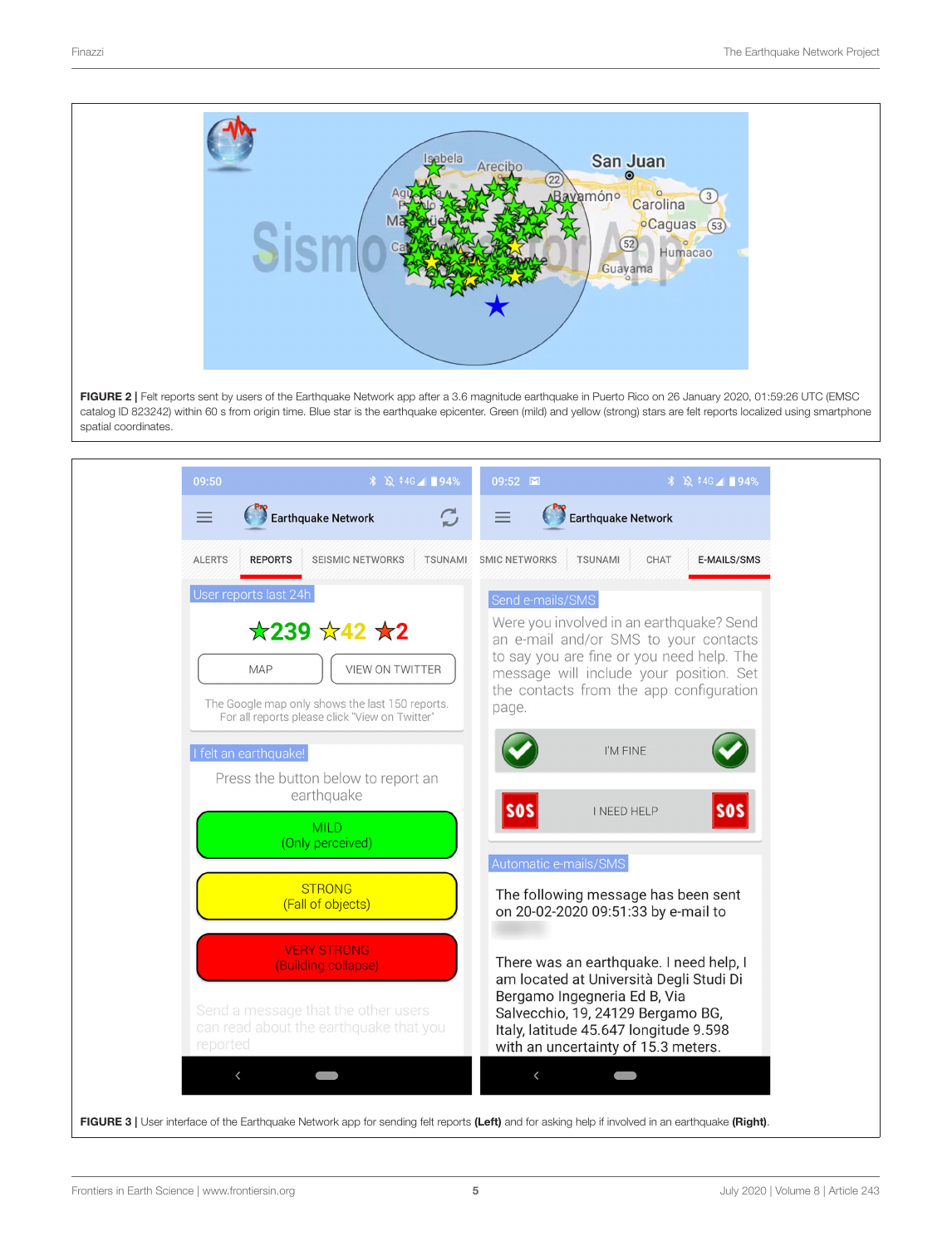**FIGURE 2 |** Felt reports sent by users of the Earthquake Network app after a 3.6 magnitude earthquake in Puerto Rico on 26 January 2020, 01:59:26 UTC (EMSC catalog ID 823242) within 60 s from origin time. Blue star is the earthquake epicenter. Green (mild) and yellow (strong) stars are felt reports localized using smartphone spatial coordinates.

**FIGURE 3 |** User interface of the Earthquake Network app for sending felt reports **(Left)** and for asking help if involved in an earthquake **(Right)**.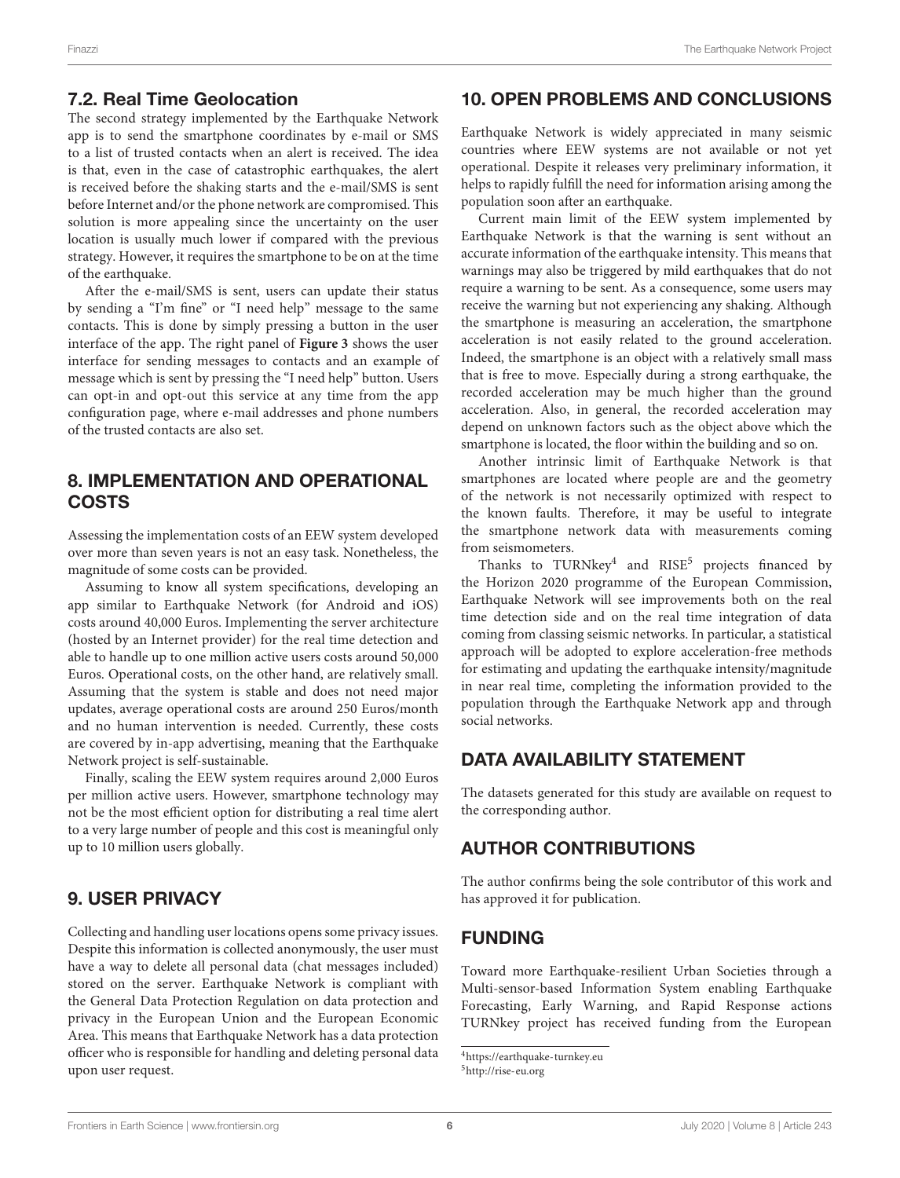### 7.2. Real Time Geolocation

The second strategy implemented by the Earthquake Network app is to send the smartphone coordinates by e-mail or SMS to a list of trusted contacts when an alert is received. The idea is that, even in the case of catastrophic earthquakes, the alert is received before the shaking starts and the e-mail/SMS is sent before Internet and/or the phone network are compromised. This solution is more appealing since the uncertainty on the user location is usually much lower if compared with the previous strategy. However, it requires the smartphone to be on at the time of the earthquake.

After the e-mail/SMS is sent, users can update their status by sending a "I'm fine" or "I need help" message to the same contacts. This is done by simply pressing a button in the user interface of the app. The right panel of **Figure 3** shows the user interface for sending messages to contacts and an example of message which is sent by pressing the "I need help" button. Users can opt-in and opt-out this service at any time from the app configuration page, where e-mail addresses and phone numbers of the trusted contacts are also set.

## 8. IMPLEMENTATION AND OPERATIONAL COSTS

Assessing the implementation costs of an EEW system developed over more than seven years is not an easy task. Nonetheless, the magnitude of some costs can be provided.

Assuming to know all system specifications, developing an app similar to Earthquake Network (for Android and iOS) costs around 40,000 Euros. Implementing the server architecture (hosted by an Internet provider) for the real time detection and able to handle up to one million active users costs around 50,000 Euros. Operational costs, on the other hand, are relatively small. Assuming that the system is stable and does not need major updates, average operational costs are around 250 Euros/month and no human intervention is needed. Currently, these costs are covered by in-app advertising, meaning that the Earthquake Network project is self-sustainable.

Finally, scaling the EEW system requires around 2,000 Euros per million active users. However, smartphone technology may not be the most efficient option for distributing a real time alert to a very large number of people and this cost is meaningful only up to 10 million users globally.

## 9. USER PRIVACY

Collecting and handling user locations opens some privacy issues. Despite this information is collected anonymously, the user must have a way to delete all personal data (chat messages included) stored on the server. Earthquake Network is compliant with the General Data Protection Regulation on data protection and privacy in the European Union and the European Economic Area. This means that Earthquake Network has a data protection officer who is responsible for handling and deleting personal data upon user request.

## 10. OPEN PROBLEMS AND CONCLUSIONS

Earthquake Network is widely appreciated in many seismic countries where EEW systems are not available or not yet operational. Despite it releases very preliminary information, it helps to rapidly fulfill the need for information arising among the population soon after an earthquake.

Current main limit of the EEW system implemented by Earthquake Network is that the warning is sent without an accurate information of the earthquake intensity. This means that warnings may also be triggered by mild earthquakes that do not require a warning to be sent. As a consequence, some users may receive the warning but not experiencing any shaking. Although the smartphone is measuring an acceleration, the smartphone acceleration is not easily related to the ground acceleration. Indeed, the smartphone is an object with a relatively small mass that is free to move. Especially during a strong earthquake, the recorded acceleration may be much higher than the ground acceleration. Also, in general, the recorded acceleration may depend on unknown factors such as the object above which the smartphone is located, the floor within the building and so on.

Another intrinsic limit of Earthquake Network is that smartphones are located where people are and the geometry of the network is not necessarily optimized with respect to the known faults. Therefore, it may be useful to integrate the smartphone network data with measurements coming from seismometers.

Thanks to TURNkey[4] and RISE[5] projects financed by the Horizon 2020 programme of the European Commission, Earthquake Network will see improvements both on the real time detection side and on the real time integration of data coming from classing seismic networks. In particular, a statistical approach will be adopted to explore acceleration-free methods for estimating and updating the earthquake intensity/magnitude in near real time, completing the information provided to the population through the Earthquake Network app and through social networks.

## DATA AVAILABILITY STATEMENT

The datasets generated for this study are available on request to the corresponding author.

## AUTHOR CONTRIBUTIONS

The author confirms being the sole contributor of this work and has approved it for publication.

## FUNDING

Toward more Earthquake-resilient Urban Societies through a Multi-sensor-based Information System enabling Earthquake Forecasting, Early Warning, and Rapid Response actions TURNkey project has received funding from the European

[4]https://earthquake-turnkey.eu

[5]http://rise-eu.org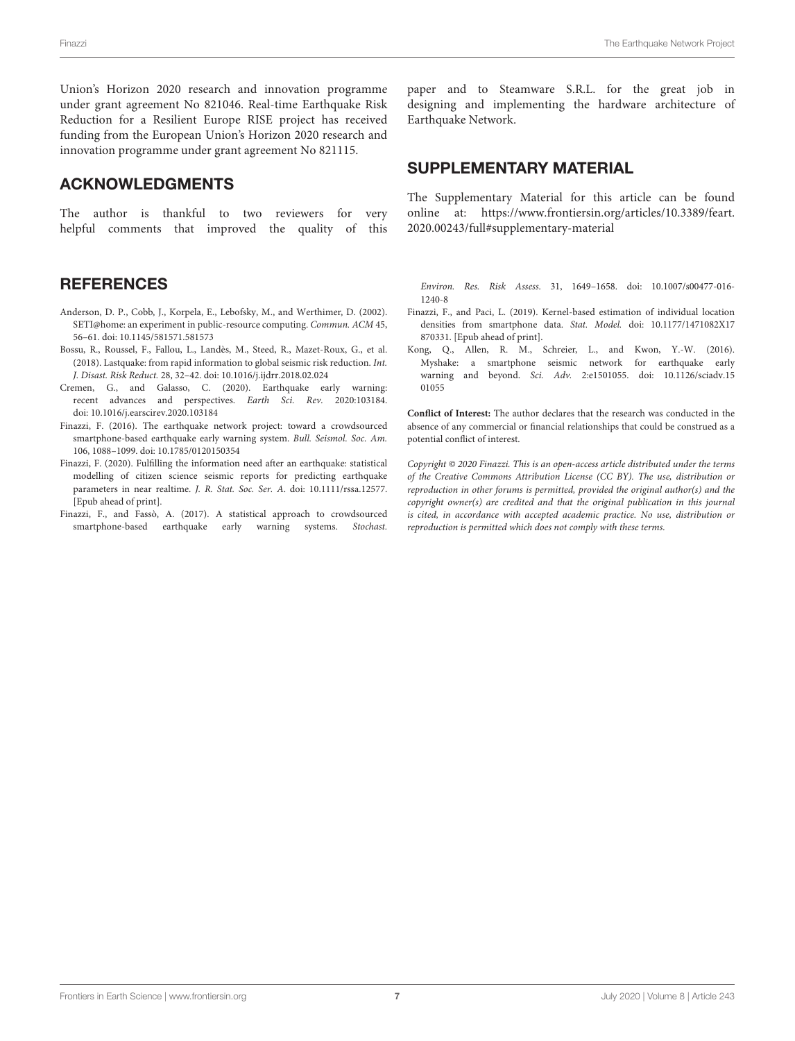Union's Horizon 2020 research and innovation programme under grant agreement No 821046. Real-time Earthquake Risk Reduction for a Resilient Europe RISE project has received funding from the European Union's Horizon 2020 research and innovation programme under grant agreement No 821115.

## ACKNOWLEDGMENTS

The author is thankful to two reviewers for very helpful comments that improved the quality of this paper and to Steamware S.R.L. for the great job in designing and implementing the hardware architecture of Earthquake Network.

## SUPPLEMENTARY MATERIAL

The Supplementary Material for this article can be found online at: https://www.frontiersin.org/articles/10.3389/feart.2020.00243/full#supplementary-material

## REFERENCES

Anderson, D. P., Cobb, J., Korpela, E., Lebofsky, M., and Werthimer, D. (2002). SETI@home: an experiment in public-resource computing. *Commun. ACM* 45, 56–61. doi: 10.1145/581571.581573

Bossu, R., Roussel, F., Fallou, L., Landès, M., Steed, R., Mazet-Roux, G., et al. (2018). Lastquake: from rapid information to global seismic risk reduction. *Int. J. Disast. Risk Reduct.* 28, 32–42. doi: 10.1016/j.ijdrr.2018.02.024

Cremen, G., and Galasso, C. (2020). Earthquake early warning: recent advances and perspectives. *Earth Sci. Rev.* 2020:103184. doi: 10.1016/j.earscirev.2020.103184

Finazzi, F. (2016). The earthquake network project: toward a crowdsourced smartphone-based earthquake early warning system. *Bull. Seismol. Soc. Am.* 106, 1088–1099. doi: 10.1785/0120150354

Finazzi, F. (2020). Fulfilling the information need after an earthquake: statistical modelling of citizen science seismic reports for predicting earthquake parameters in near realtime. *J. R. Stat. Soc. Ser. A.* doi: 10.1111/rssa.12577. [Epub ahead of print].

Finazzi, F., and Fassò, A. (2017). A statistical approach to crowdsourced smartphone-based earthquake early warning systems. *Stochast. Environ. Res. Risk Assess.* 31, 1649–1658. doi: 10.1007/s00477-016-1240-8

Finazzi, F., and Paci, L. (2019). Kernel-based estimation of individual location densities from smartphone data. *Stat. Model.* doi: 10.1177/1471082X17870331. [Epub ahead of print].

Kong, Q., Allen, R. M., Schreier, L., and Kwon, Y.-W. (2016). Myshake: a smartphone seismic network for earthquake early warning and beyond. *Sci. Adv.* 2:e1501055. doi: 10.1126/sciadv.1501055

**Conflict of Interest:** The author declares that the research was conducted in the absence of any commercial or financial relationships that could be construed as a potential conflict of interest.

*Copyright © 2020 Finazzi. This is an open-access article distributed under the terms of the Creative Commons Attribution License (CC BY). The use, distribution or reproduction in other forums is permitted, provided the original author(s) and the copyright owner(s) are credited and that the original publication in this journal is cited, in accordance with accepted academic practice. No use, distribution or reproduction is permitted which does not comply with these terms.*